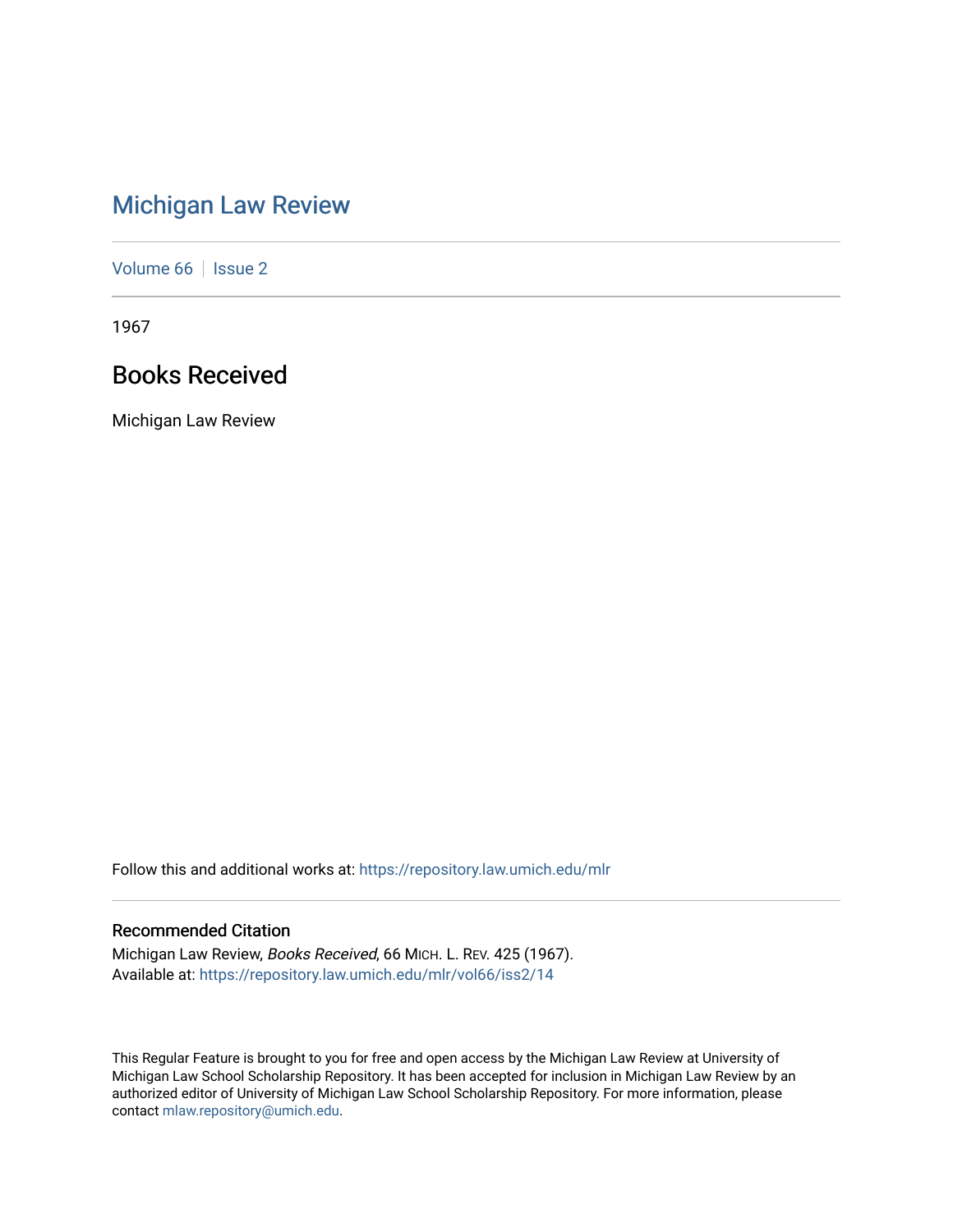# Michigan Law Review

Volume 66 | Issue 2

1967

## Books Received

Michigan Law Review

Follow this and additional works at: https://repository.law.umich.edu/mlr

### Recommended Citation

Michigan Law Review, *Books Received*, 66 MICH. L. REV. 425 (1967).
Available at: https://repository.law.umich.edu/mlr/vol66/iss2/14

This Regular Feature is brought to you for free and open access by the Michigan Law Review at University of Michigan Law School Scholarship Repository. It has been accepted for inclusion in Michigan Law Review by an authorized editor of University of Michigan Law School Scholarship Repository. For more information, please contact mlaw.repository@umich.edu.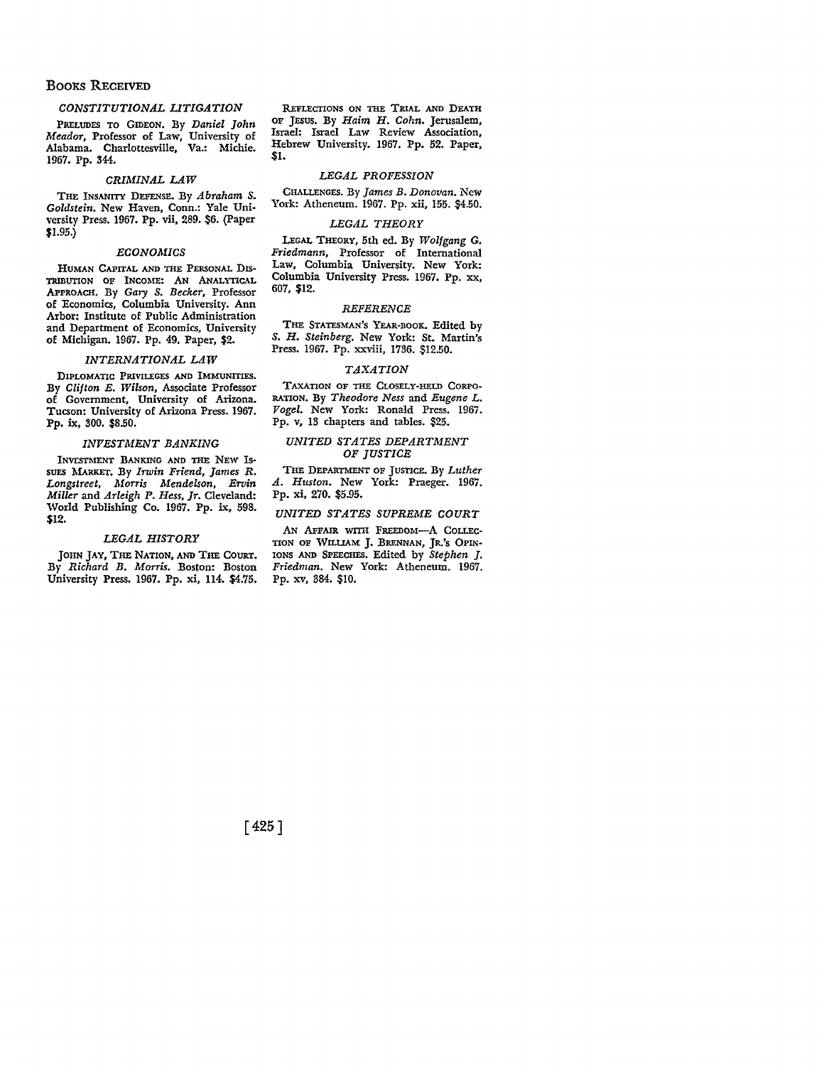# Books Received

## CONSTITUTIONAL LITIGATION

PRELUDES TO GIDEON. By *Daniel John Meador*, Professor of Law, University of Alabama. Charlottesville, Va.: Michie. 1967. Pp. 344.

## CRIMINAL LAW

THE INSANITY DEFENSE. By *Abraham S. Goldstein*. New Haven, Conn.: Yale University Press. 1967. Pp. vii, 289. $6. (Paper $1.95.)

## ECONOMICS

HUMAN CAPITAL AND THE PERSONAL DISTRIBUTION OF INCOME: AN ANALYTICAL APPROACH. By *Gary S. Becker*, Professor of Economics, Columbia University. Ann Arbor: Institute of Public Administration and Department of Economics, University of Michigan. 1967. Pp. 49. Paper, $2.

## INTERNATIONAL LAW

DIPLOMATIC PRIVILEGES AND IMMUNITIES. By *Clifton E. Wilson*, Associate Professor of Government, University of Arizona. Tucson: University of Arizona Press. 1967. Pp. ix, 300. $8.50.

## INVESTMENT BANKING

INVESTMENT BANKING AND THE NEW ISSUES MARKET. By *Irwin Friend, James R. Longstreet, Morris Mendelson, Ervin Miller* and *Arleigh P. Hess, Jr.* Cleveland: World Publishing Co. 1967. Pp. ix, 598. $12.

## LEGAL HISTORY

JOHN JAY, THE NATION, AND THE COURT. By *Richard B. Morris*. Boston: Boston University Press. 1967. Pp. xi, 114. $4.75.

REFLECTIONS ON THE TRIAL AND DEATH OF JESUS. By *Haim H. Cohn*. Jerusalem, Israel: Israel Law Review Association, Hebrew University. 1967. Pp. 52. Paper, $1.

## LEGAL PROFESSION

CHALLENGES. By *James B. Donovan*. New York: Atheneum. 1967. Pp. xii, 155. $4.50.

## LEGAL THEORY

LEGAL THEORY, 5th ed. By *Wolfgang G. Friedmann*, Professor of International Law, Columbia University. New York: Columbia University Press. 1967. Pp. xx, 607, $12.

## REFERENCE

THE STATESMAN'S YEAR-BOOK. Edited by *S. H. Steinberg*. New York: St. Martin's Press. 1967. Pp. xxviii, 1736. $12.50.

## TAXATION

TAXATION OF THE CLOSELY-HELD CORPORATION. By *Theodore Ness* and *Eugene L. Vogel*. New York: Ronald Press. 1967. Pp. v, 13 chapters and tables. $25.

## UNITED STATES DEPARTMENT OF JUSTICE

THE DEPARTMENT OF JUSTICE. By *Luther A. Huston*. New York: Praeger. 1967. Pp. xi, 270. $5.95.

## UNITED STATES SUPREME COURT

AN AFFAIR WITH FREEDOM—A COLLECTION OF WILLIAM J. BRENNAN, JR.'S OPINIONS AND SPEECHES. Edited by *Stephen J. Friedman*. New York: Atheneum. 1967. Pp. xv, 384. $10.